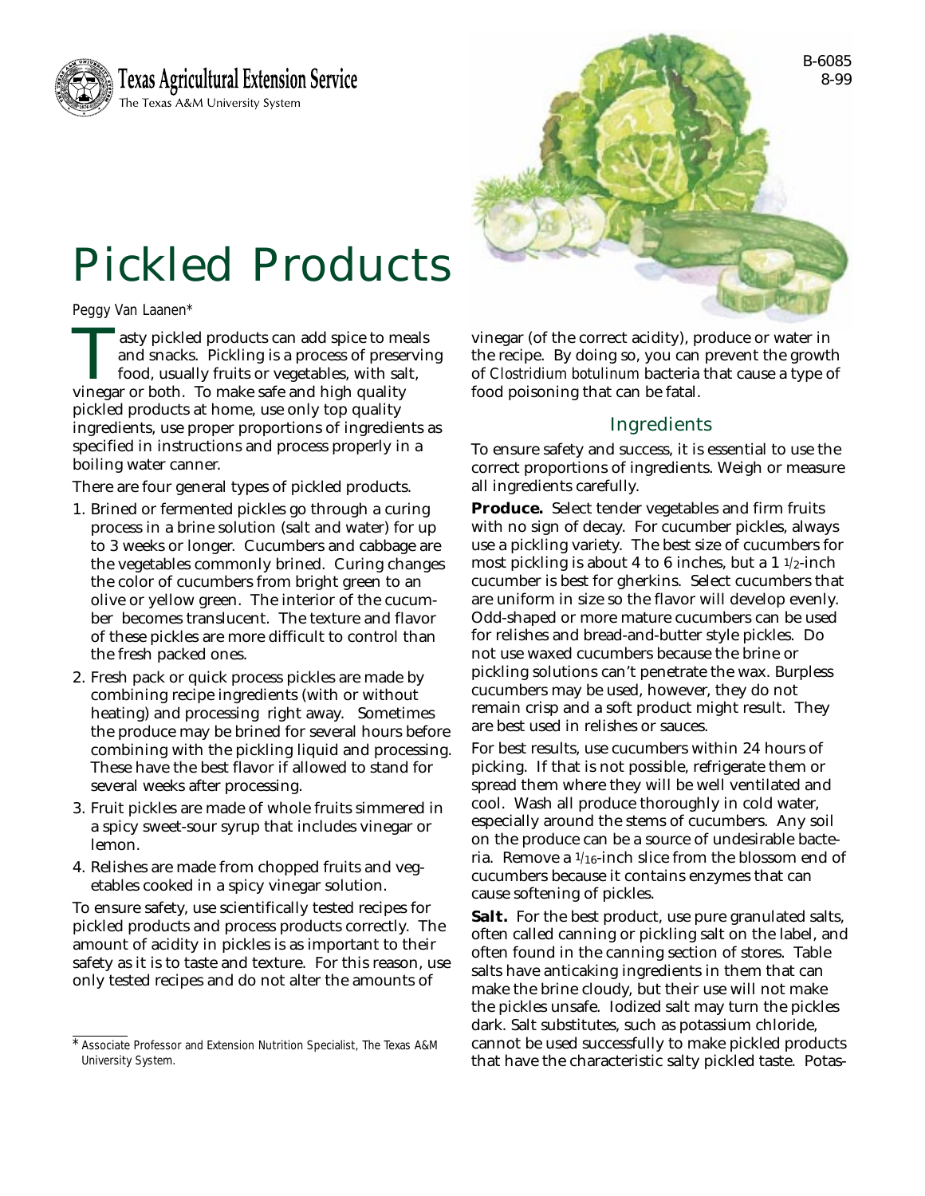Texas Agricultural Extension Service
The Texas A&M University System

B-6085
8-99

# Pickled Products

Peggy Van Laanen*

Tasty pickled products can add spice to meals and snacks. Pickling is a process of preserving food, usually fruits or vegetables, with salt, vinegar or both. To make safe and high quality pickled products at home, use only top quality ingredients, use proper proportions of ingredients as specified in instructions and process properly in a boiling water canner.

There are four general types of pickled products.

1. Brined or fermented pickles go through a curing process in a brine solution (salt and water) for up to 3 weeks or longer. Cucumbers and cabbage are the vegetables commonly brined. Curing changes the color of cucumbers from bright green to an olive or yellow green. The interior of the cucumber becomes translucent. The texture and flavor of these pickles are more difficult to control than the fresh packed ones.
2. Fresh pack or quick process pickles are made by combining recipe ingredients (with or without heating) and processing right away. Sometimes the produce may be brined for several hours before combining with the pickling liquid and processing. These have the best flavor if allowed to stand for several weeks after processing.
3. Fruit pickles are made of whole fruits simmered in a spicy sweet-sour syrup that includes vinegar or lemon.
4. Relishes are made from chopped fruits and vegetables cooked in a spicy vinegar solution.

To ensure safety, use scientifically tested recipes for pickled products and process products correctly. The amount of acidity in pickles is as important to their safety as it is to taste and texture. For this reason, use only tested recipes and do not alter the amounts of vinegar (of the correct acidity), produce or water in the recipe. By doing so, you can prevent the growth of *Clostridium botulinum* bacteria that cause a type of food poisoning that can be fatal.

## Ingredients

To ensure safety and success, it is essential to use the correct proportions of ingredients. Weigh or measure all ingredients carefully.

**Produce.** Select tender vegetables and firm fruits with no sign of decay. For cucumber pickles, always use a pickling variety. The best size of cucumbers for most pickling is about 4 to 6 inches, but a 1 1/2-inch cucumber is best for gherkins. Select cucumbers that are uniform in size so the flavor will develop evenly. Odd-shaped or more mature cucumbers can be used for relishes and bread-and-butter style pickles. Do not use waxed cucumbers because the brine or pickling solutions can't penetrate the wax. Burpless cucumbers may be used, however, they do not remain crisp and a soft product might result. They are best used in relishes or sauces.

For best results, use cucumbers within 24 hours of picking. If that is not possible, refrigerate them or spread them where they will be well ventilated and cool. Wash all produce thoroughly in cold water, especially around the stems of cucumbers. Any soil on the produce can be a source of undesirable bacteria. Remove a 1/16-inch slice from the blossom end of cucumbers because it contains enzymes that can cause softening of pickles.

**Salt.** For the best product, use pure granulated salts, often called canning or pickling salt on the label, and often found in the canning section of stores. Table salts have anticaking ingredients in them that can make the brine cloudy, but their use will not make the pickles unsafe. Iodized salt may turn the pickles dark. Salt substitutes, such as potassium chloride, cannot be used successfully to make pickled products that have the characteristic salty pickled taste. Potas-

\* Associate Professor and Extension Nutrition Specialist, The Texas A&M University System.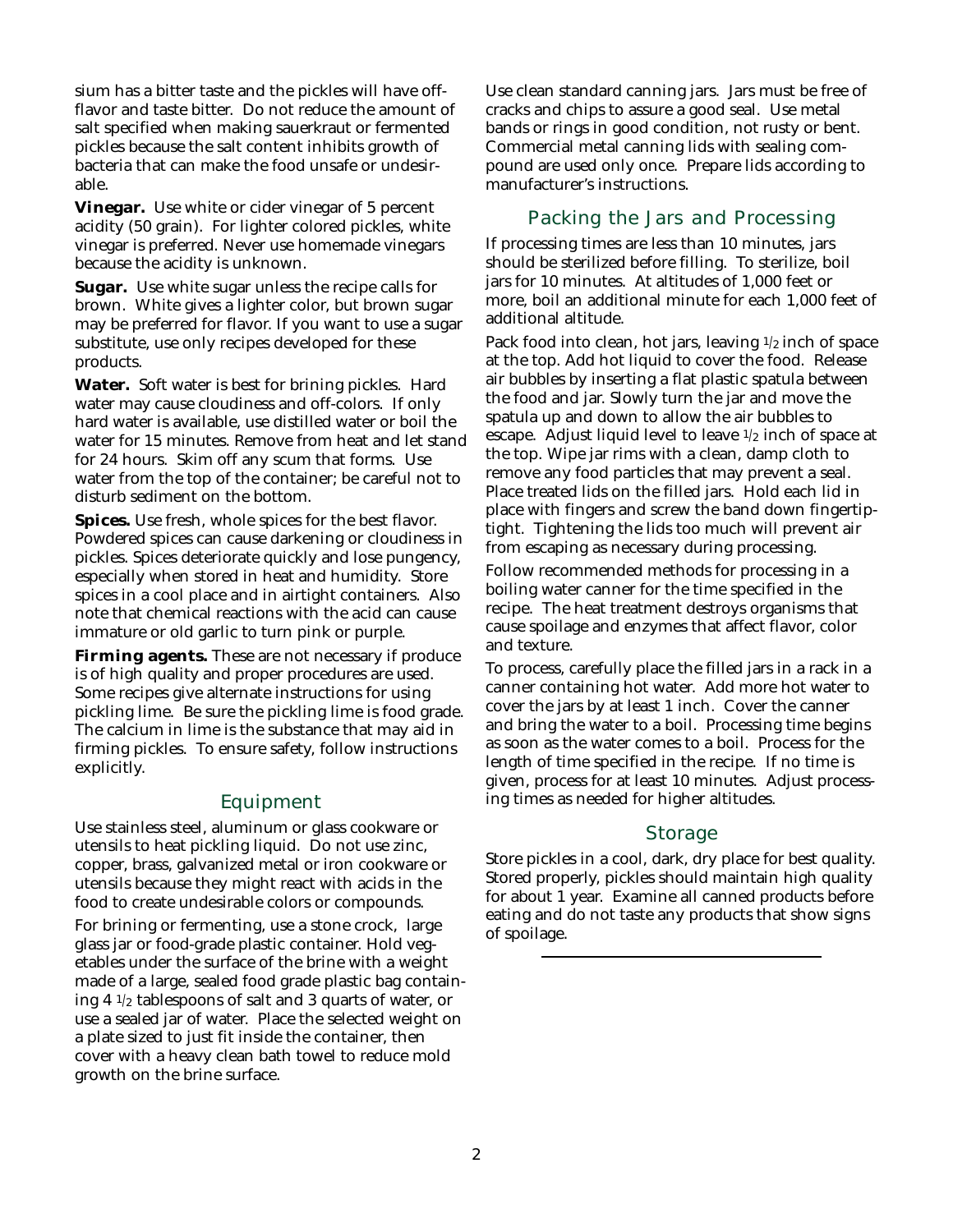sium has a bitter taste and the pickles will have off-flavor and taste bitter. Do not reduce the amount of salt specified when making sauerkraut or fermented pickles because the salt content inhibits growth of bacteria that can make the food unsafe or undesirable.

**Vinegar.** Use white or cider vinegar of 5 percent acidity (50 grain). For lighter colored pickles, white vinegar is preferred. Never use homemade vinegars because the acidity is unknown.

**Sugar.** Use white sugar unless the recipe calls for brown. White gives a lighter color, but brown sugar may be preferred for flavor. If you want to use a sugar substitute, use only recipes developed for these products.

**Water.** Soft water is best for brining pickles. Hard water may cause cloudiness and off-colors. If only hard water is available, use distilled water or boil the water for 15 minutes. Remove from heat and let stand for 24 hours. Skim off any scum that forms. Use water from the top of the container; be careful not to disturb sediment on the bottom.

**Spices.** Use fresh, whole spices for the best flavor. Powdered spices can cause darkening or cloudiness in pickles. Spices deteriorate quickly and lose pungency, especially when stored in heat and humidity. Store spices in a cool place and in airtight containers. Also note that chemical reactions with the acid can cause immature or old garlic to turn pink or purple.

**Firming agents.** These are not necessary if produce is of high quality and proper procedures are used. Some recipes give alternate instructions for using pickling lime. Be sure the pickling lime is food grade. The calcium in lime is the substance that may aid in firming pickles. To ensure safety, follow instructions explicitly.

## Equipment

Use stainless steel, aluminum or glass cookware or utensils to heat pickling liquid. Do not use zinc, copper, brass, galvanized metal or iron cookware or utensils because they might react with acids in the food to create undesirable colors or compounds.

For brining or fermenting, use a stone crock, large glass jar or food-grade plastic container. Hold vegetables under the surface of the brine with a weight made of a large, sealed food grade plastic bag containing 4 1/2 tablespoons of salt and 3 quarts of water, or use a sealed jar of water. Place the selected weight on a plate sized to just fit inside the container, then cover with a heavy clean bath towel to reduce mold growth on the brine surface.

Use clean standard canning jars. Jars must be free of cracks and chips to assure a good seal. Use metal bands or rings in good condition, not rusty or bent. Commercial metal canning lids with sealing compound are used only once. Prepare lids according to manufacturer's instructions.

## Packing the Jars and Processing

If processing times are less than 10 minutes, jars should be sterilized before filling. To sterilize, boil jars for 10 minutes. At altitudes of 1,000 feet or more, boil an additional minute for each 1,000 feet of additional altitude.

Pack food into clean, hot jars, leaving 1/2 inch of space at the top. Add hot liquid to cover the food. Release air bubbles by inserting a flat plastic spatula between the food and jar. Slowly turn the jar and move the spatula up and down to allow the air bubbles to escape. Adjust liquid level to leave 1/2 inch of space at the top. Wipe jar rims with a clean, damp cloth to remove any food particles that may prevent a seal. Place treated lids on the filled jars. Hold each lid in place with fingers and screw the band down fingertip-tight. Tightening the lids too much will prevent air from escaping as necessary during processing.

Follow recommended methods for processing in a boiling water canner for the time specified in the recipe. The heat treatment destroys organisms that cause spoilage and enzymes that affect flavor, color and texture.

To process, carefully place the filled jars in a rack in a canner containing hot water. Add more hot water to cover the jars by at least 1 inch. Cover the canner and bring the water to a boil. Processing time begins as soon as the water comes to a boil. Process for the length of time specified in the recipe. If no time is given, process for at least 10 minutes. Adjust processing times as needed for higher altitudes.

## Storage

Store pickles in a cool, dark, dry place for best quality. Stored properly, pickles should maintain high quality for about 1 year. Examine all canned products before eating and do not taste any products that show signs of spoilage.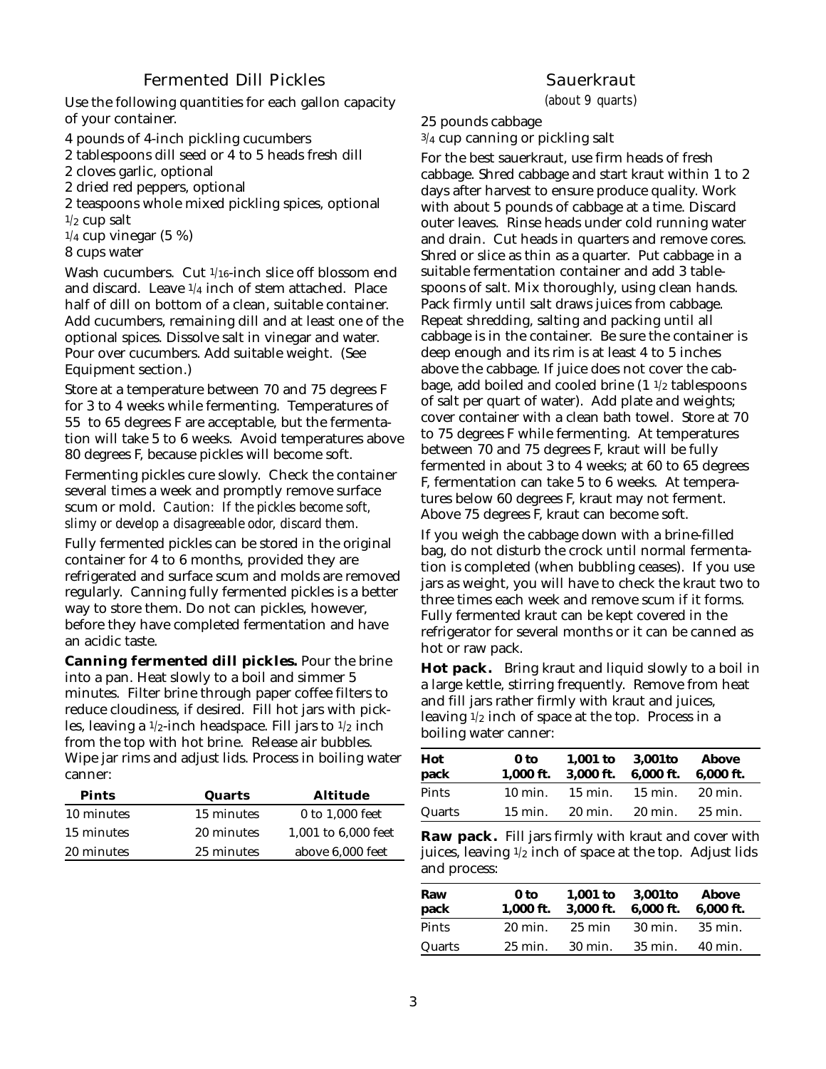## Fermented Dill Pickles

Use the following quantities for each gallon capacity of your container.

4 pounds of 4-inch pickling cucumbers
2 tablespoons dill seed or 4 to 5 heads fresh dill
2 cloves garlic, optional
2 dried red peppers, optional
2 teaspoons whole mixed pickling spices, optional
1/2 cup salt
1/4 cup vinegar (5 %)
8 cups water

Wash cucumbers. Cut 1/16-inch slice off blossom end and discard. Leave 1/4 inch of stem attached. Place half of dill on bottom of a clean, suitable container. Add cucumbers, remaining dill and at least one of the optional spices. Dissolve salt in vinegar and water. Pour over cucumbers. Add suitable weight. (See Equipment section.)

Store at a temperature between 70 and 75 degrees F for 3 to 4 weeks while fermenting. Temperatures of 55 to 65 degrees F are acceptable, but the fermentation will take 5 to 6 weeks. Avoid temperatures above 80 degrees F, because pickles will become soft.

Fermenting pickles cure slowly. Check the container several times a week and promptly remove surface scum or mold. *Caution: If the pickles become soft, slimy or develop a disagreeable odor, discard them.*

Fully fermented pickles can be stored in the original container for 4 to 6 months, provided they are refrigerated and surface scum and molds are removed regularly. Canning fully fermented pickles is a better way to store them. Do not can pickles, however, before they have completed fermentation and have an acidic taste.

**Canning fermented dill pickles.** Pour the brine into a pan. Heat slowly to a boil and simmer 5 minutes. Filter brine through paper coffee filters to reduce cloudiness, if desired. Fill hot jars with pickles, leaving a 1/2-inch headspace. Fill jars to 1/2 inch from the top with hot brine. Release air bubbles. Wipe jar rims and adjust lids. Process in boiling water canner:

| Pints | Quarts | Altitude |
|---|---|---|
| 10 minutes | 15 minutes | 0 to 1,000 feet |
| 15 minutes | 20 minutes | 1,001 to 6,000 feet |
| 20 minutes | 25 minutes | above 6,000 feet |

## Sauerkraut

*(about 9 quarts)*

25 pounds cabbage
3/4 cup canning or pickling salt

For the best sauerkraut, use firm heads of fresh cabbage. Shred cabbage and start kraut within 1 to 2 days after harvest to ensure produce quality. Work with about 5 pounds of cabbage at a time. Discard outer leaves. Rinse heads under cold running water and drain. Cut heads in quarters and remove cores. Shred or slice as thin as a quarter. Put cabbage in a suitable fermentation container and add 3 tablespoons of salt. Mix thoroughly, using clean hands. Pack firmly until salt draws juices from cabbage. Repeat shredding, salting and packing until all cabbage is in the container. Be sure the container is deep enough and its rim is at least 4 to 5 inches above the cabbage. If juice does not cover the cabbage, add boiled and cooled brine (1 1/2 tablespoons of salt per quart of water). Add plate and weights; cover container with a clean bath towel. Store at 70 to 75 degrees F while fermenting. At temperatures between 70 and 75 degrees F, kraut will be fully fermented in about 3 to 4 weeks; at 60 to 65 degrees F, fermentation can take 5 to 6 weeks. At temperatures below 60 degrees F, kraut may not ferment. Above 75 degrees F, kraut can become soft.

If you weigh the cabbage down with a brine-filled bag, do not disturb the crock until normal fermentation is completed (when bubbling ceases). If you use jars as weight, you will have to check the kraut two to three times each week and remove scum if it forms. Fully fermented kraut can be kept covered in the refrigerator for several months or it can be canned as hot or raw pack.

**Hot pack.** Bring kraut and liquid slowly to a boil in a large kettle, stirring frequently. Remove from heat and fill jars rather firmly with kraut and juices, leaving 1/2 inch of space at the top. Process in a boiling water canner:

| Hot pack | 0 to 1,000 ft. | 1,001 to 3,000 ft. | 3,001to 6,000 ft. | Above 6,000 ft. |
|---|---|---|---|---|
| Pints | 10 min. | 15 min. | 15 min. | 20 min. |
| Quarts | 15 min. | 20 min. | 20 min. | 25 min. |

**Raw pack.** Fill jars firmly with kraut and cover with juices, leaving 1/2 inch of space at the top. Adjust lids and process:

| Raw pack | 0 to 1,000 ft. | 1,001 to 3,000 ft. | 3,001to 6,000 ft. | Above 6,000 ft. |
|---|---|---|---|---|
| Pints | 20 min. | 25 min | 30 min. | 35 min. |
| Quarts | 25 min. | 30 min. | 35 min. | 40 min. |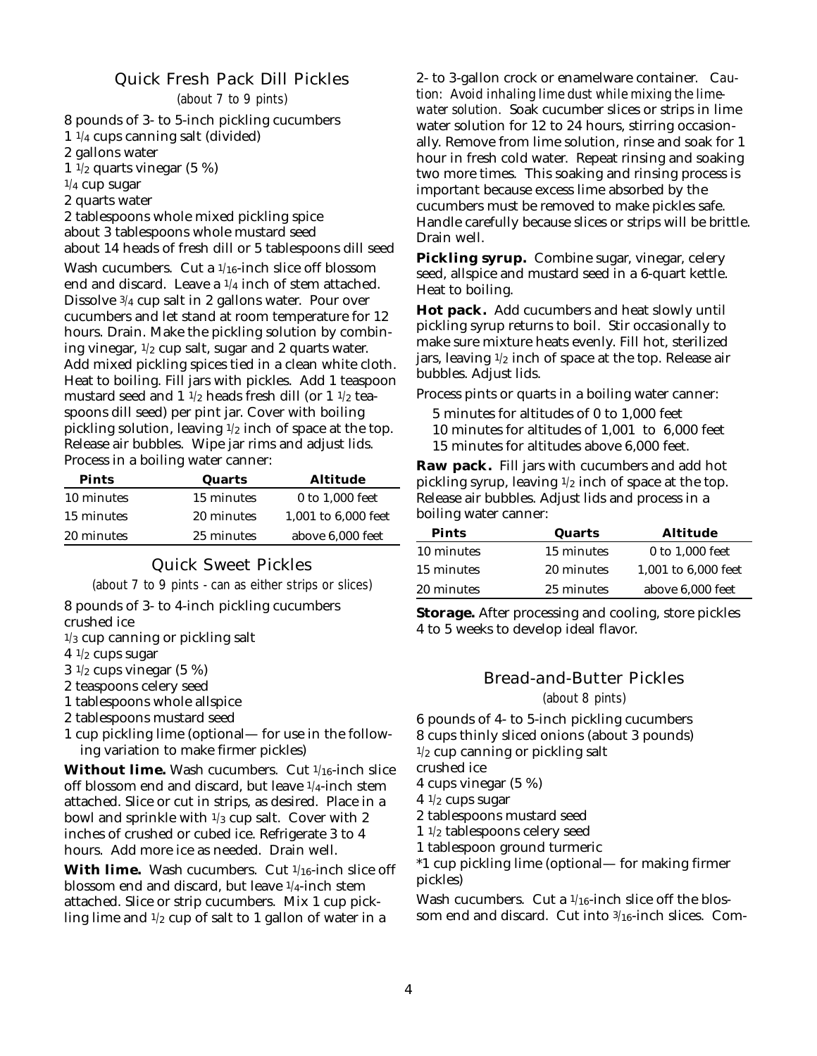## Quick Fresh Pack Dill Pickles

*(about 7 to 9 pints)*

8 pounds of 3- to 5-inch pickling cucumbers
1 1/4 cups canning salt (divided)
2 gallons water
1 1/2 quarts vinegar (5 %)
1/4 cup sugar
2 quarts water
2 tablespoons whole mixed pickling spice
about 3 tablespoons whole mustard seed
about 14 heads of fresh dill or 5 tablespoons dill seed

Wash cucumbers. Cut a 1/16-inch slice off blossom end and discard. Leave a 1/4 inch of stem attached. Dissolve 3/4 cup salt in 2 gallons water. Pour over cucumbers and let stand at room temperature for 12 hours. Drain. Make the pickling solution by combining vinegar, 1/2 cup salt, sugar and 2 quarts water. Add mixed pickling spices tied in a clean white cloth. Heat to boiling. Fill jars with pickles. Add 1 teaspoon mustard seed and 1 1/2 heads fresh dill (or 1 1/2 teaspoons dill seed) per pint jar. Cover with boiling pickling solution, leaving 1/2 inch of space at the top. Release air bubbles. Wipe jar rims and adjust lids. Process in a boiling water canner:

| Pints | Quarts | Altitude |
|---|---|---|
| 10 minutes | 15 minutes | 0 to 1,000 feet |
| 15 minutes | 20 minutes | 1,001 to 6,000 feet |
| 20 minutes | 25 minutes | above 6,000 feet |

## Quick Sweet Pickles

*(about 7 to 9 pints - can as either strips or slices)*

8 pounds of 3- to 4-inch pickling cucumbers
crushed ice
1/3 cup canning or pickling salt
4 1/2 cups sugar
3 1/2 cups vinegar (5 %)
2 teaspoons celery seed
1 tablespoons whole allspice
2 tablespoons mustard seed
1 cup pickling lime (optional— for use in the following variation to make firmer pickles)

**Without lime.** Wash cucumbers. Cut 1/16-inch slice off blossom end and discard, but leave 1/4-inch stem attached. Slice or cut in strips, as desired. Place in a bowl and sprinkle with 1/3 cup salt. Cover with 2 inches of crushed or cubed ice. Refrigerate 3 to 4 hours. Add more ice as needed. Drain well.

**With lime.** Wash cucumbers. Cut 1/16-inch slice off blossom end and discard, but leave 1/4-inch stem attached. Slice or strip cucumbers. Mix 1 cup pickling lime and 1/2 cup of salt to 1 gallon of water in a 2- to 3-gallon crock or enamelware container. *Caution: Avoid inhaling lime dust while mixing the lime-water solution.* Soak cucumber slices or strips in lime water solution for 12 to 24 hours, stirring occasionally. Remove from lime solution, rinse and soak for 1 hour in fresh cold water. Repeat rinsing and soaking two more times. This soaking and rinsing process is important because excess lime absorbed by the cucumbers must be removed to make pickles safe. Handle carefully because slices or strips will be brittle. Drain well.

**Pickling syrup.** Combine sugar, vinegar, celery seed, allspice and mustard seed in a 6-quart kettle. Heat to boiling.

**Hot pack.** Add cucumbers and heat slowly until pickling syrup returns to boil. Stir occasionally to make sure mixture heats evenly. Fill hot, sterilized jars, leaving 1/2 inch of space at the top. Release air bubbles. Adjust lids.

Process pints or quarts in a boiling water canner:

5 minutes for altitudes of 0 to 1,000 feet
10 minutes for altitudes of 1,001 to 6,000 feet
15 minutes for altitudes above 6,000 feet.

**Raw pack.** Fill jars with cucumbers and add hot pickling syrup, leaving 1/2 inch of space at the top. Release air bubbles. Adjust lids and process in a boiling water canner:

| Pints | Quarts | Altitude |
|---|---|---|
| 10 minutes | 15 minutes | 0 to 1,000 feet |
| 15 minutes | 20 minutes | 1,001 to 6,000 feet |
| 20 minutes | 25 minutes | above 6,000 feet |

**Storage.** After processing and cooling, store pickles 4 to 5 weeks to develop ideal flavor.

## Bread-and-Butter Pickles

*(about 8 pints)*

6 pounds of 4- to 5-inch pickling cucumbers
8 cups thinly sliced onions (about 3 pounds)
1/2 cup canning or pickling salt
crushed ice
4 cups vinegar (5 %)
4 1/2 cups sugar
2 tablespoons mustard seed
1 1/2 tablespoons celery seed
1 tablespoon ground turmeric
*1 cup pickling lime (optional— for making firmer pickles)

Wash cucumbers. Cut a 1/16-inch slice off the blossom end and discard. Cut into 3/16-inch slices. Com-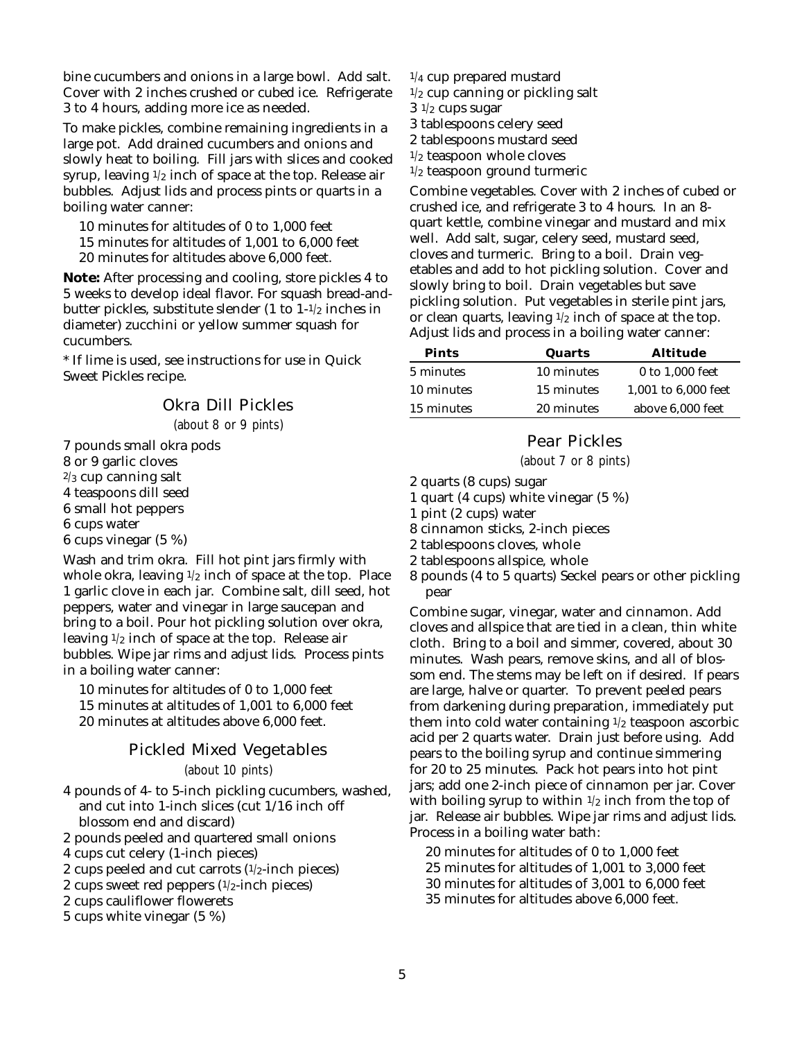bine cucumbers and onions in a large bowl. Add salt. Cover with 2 inches crushed or cubed ice. Refrigerate 3 to 4 hours, adding more ice as needed.

To make pickles, combine remaining ingredients in a large pot. Add drained cucumbers and onions and slowly heat to boiling. Fill jars with slices and cooked syrup, leaving 1/2 inch of space at the top. Release air bubbles. Adjust lids and process pints or quarts in a boiling water canner:

- 10 minutes for altitudes of 0 to 1,000 feet
- 15 minutes for altitudes of 1,001 to 6,000 feet
- 20 minutes for altitudes above 6,000 feet.

**Note:** After processing and cooling, store pickles 4 to 5 weeks to develop ideal flavor. For squash bread-and-butter pickles, substitute slender (1 to 1-1/2 inches in diameter) zucchini or yellow summer squash for cucumbers.

* If lime is used, see instructions for use in Quick Sweet Pickles recipe.

## Okra Dill Pickles

*(about 8 or 9 pints)*

- 7 pounds small okra pods
- 8 or 9 garlic cloves
- 2/3 cup canning salt
- 4 teaspoons dill seed
- 6 small hot peppers
- 6 cups water
- 6 cups vinegar (5 %)

Wash and trim okra. Fill hot pint jars firmly with whole okra, leaving 1/2 inch of space at the top. Place 1 garlic clove in each jar. Combine salt, dill seed, hot peppers, water and vinegar in large saucepan and bring to a boil. Pour hot pickling solution over okra, leaving 1/2 inch of space at the top. Release air bubbles. Wipe jar rims and adjust lids. Process pints in a boiling water canner:

- 10 minutes for altitudes of 0 to 1,000 feet
- 15 minutes at altitudes of 1,001 to 6,000 feet
- 20 minutes at altitudes above 6,000 feet.

## Pickled Mixed Vegetables

*(about 10 pints)*

- 4 pounds of 4- to 5-inch pickling cucumbers, washed, and cut into 1-inch slices (cut 1/16 inch off blossom end and discard)
- 2 pounds peeled and quartered small onions
- 4 cups cut celery (1-inch pieces)
- 2 cups peeled and cut carrots (1/2-inch pieces)
- 2 cups sweet red peppers (1/2-inch pieces)
- 2 cups cauliflower flowerets
- 5 cups white vinegar (5 %)
- 1/4 cup prepared mustard
- 1/2 cup canning or pickling salt
- 3 1/2 cups sugar
- 3 tablespoons celery seed
- 2 tablespoons mustard seed
- 1/2 teaspoon whole cloves
- 1/2 teaspoon ground turmeric

Combine vegetables. Cover with 2 inches of cubed or crushed ice, and refrigerate 3 to 4 hours. In an 8-quart kettle, combine vinegar and mustard and mix well. Add salt, sugar, celery seed, mustard seed, cloves and turmeric. Bring to a boil. Drain vegetables and add to hot pickling solution. Cover and slowly bring to boil. Drain vegetables but save pickling solution. Put vegetables in sterile pint jars, or clean quarts, leaving 1/2 inch of space at the top. Adjust lids and process in a boiling water canner:

| Pints | Quarts | Altitude |
|---|---|---|
| 5 minutes | 10 minutes | 0 to 1,000 feet |
| 10 minutes | 15 minutes | 1,001 to 6,000 feet |
| 15 minutes | 20 minutes | above 6,000 feet |

## Pear Pickles

*(about 7 or 8 pints)*

- 2 quarts (8 cups) sugar
- 1 quart (4 cups) white vinegar (5 %)
- 1 pint (2 cups) water
- 8 cinnamon sticks, 2-inch pieces
- 2 tablespoons cloves, whole
- 2 tablespoons allspice, whole
- 8 pounds (4 to 5 quarts) Seckel pears or other pickling pear

Combine sugar, vinegar, water and cinnamon. Add cloves and allspice that are tied in a clean, thin white cloth. Bring to a boil and simmer, covered, about 30 minutes. Wash pears, remove skins, and all of blossom end. The stems may be left on if desired. If pears are large, halve or quarter. To prevent peeled pears from darkening during preparation, immediately put them into cold water containing 1/2 teaspoon ascorbic acid per 2 quarts water. Drain just before using. Add pears to the boiling syrup and continue simmering for 20 to 25 minutes. Pack hot pears into hot pint jars; add one 2-inch piece of cinnamon per jar. Cover with boiling syrup to within 1/2 inch from the top of jar. Release air bubbles. Wipe jar rims and adjust lids. Process in a boiling water bath:

- 20 minutes for altitudes of 0 to 1,000 feet
- 25 minutes for altitudes of 1,001 to 3,000 feet
- 30 minutes for altitudes of 3,001 to 6,000 feet
- 35 minutes for altitudes above 6,000 feet.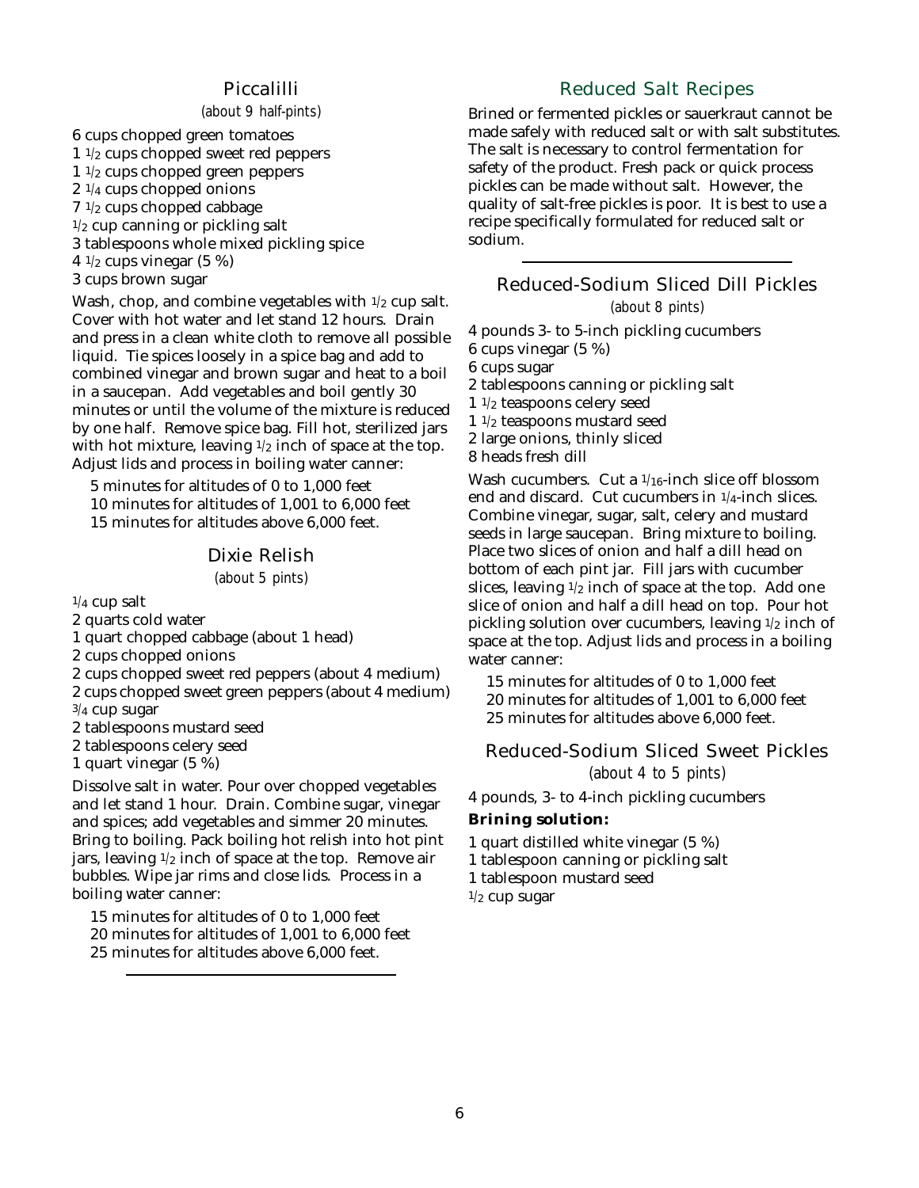## Piccalilli

*(about 9 half-pints)*

6 cups chopped green tomatoes
1 1/2 cups chopped sweet red peppers
1 1/2 cups chopped green peppers
2 1/4 cups chopped onions
7 1/2 cups chopped cabbage
1/2 cup canning or pickling salt
3 tablespoons whole mixed pickling spice
4 1/2 cups vinegar (5 %)
3 cups brown sugar

Wash, chop, and combine vegetables with 1/2 cup salt. Cover with hot water and let stand 12 hours. Drain and press in a clean white cloth to remove all possible liquid. Tie spices loosely in a spice bag and add to combined vinegar and brown sugar and heat to a boil in a saucepan. Add vegetables and boil gently 30 minutes or until the volume of the mixture is reduced by one half. Remove spice bag. Fill hot, sterilized jars with hot mixture, leaving 1/2 inch of space at the top. Adjust lids and process in boiling water canner:

5 minutes for altitudes of 0 to 1,000 feet
10 minutes for altitudes of 1,001 to 6,000 feet
15 minutes for altitudes above 6,000 feet.

## Dixie Relish

*(about 5 pints)*

1/4 cup salt
2 quarts cold water
1 quart chopped cabbage (about 1 head)
2 cups chopped onions
2 cups chopped sweet red peppers (about 4 medium)
2 cups chopped sweet green peppers (about 4 medium)
3/4 cup sugar
2 tablespoons mustard seed
2 tablespoons celery seed
1 quart vinegar (5 %)

Dissolve salt in water. Pour over chopped vegetables and let stand 1 hour. Drain. Combine sugar, vinegar and spices; add vegetables and simmer 20 minutes. Bring to boiling. Pack boiling hot relish into hot pint jars, leaving 1/2 inch of space at the top. Remove air bubbles. Wipe jar rims and close lids. Process in a boiling water canner:

15 minutes for altitudes of 0 to 1,000 feet
20 minutes for altitudes of 1,001 to 6,000 feet
25 minutes for altitudes above 6,000 feet.

## Reduced Salt Recipes

Brined or fermented pickles or sauerkraut cannot be made safely with reduced salt or with salt substitutes. The salt is necessary to control fermentation for safety of the product. Fresh pack or quick process pickles can be made without salt. However, the quality of salt-free pickles is poor. It is best to use a recipe specifically formulated for reduced salt or sodium.

## Reduced-Sodium Sliced Dill Pickles

*(about 8 pints)*

4 pounds 3- to 5-inch pickling cucumbers
6 cups vinegar (5 %)
6 cups sugar
2 tablespoons canning or pickling salt
1 1/2 teaspoons celery seed
1 1/2 teaspoons mustard seed
2 large onions, thinly sliced
8 heads fresh dill

Wash cucumbers. Cut a 1/16-inch slice off blossom end and discard. Cut cucumbers in 1/4-inch slices. Combine vinegar, sugar, salt, celery and mustard seeds in large saucepan. Bring mixture to boiling. Place two slices of onion and half a dill head on bottom of each pint jar. Fill jars with cucumber slices, leaving 1/2 inch of space at the top. Add one slice of onion and half a dill head on top. Pour hot pickling solution over cucumbers, leaving 1/2 inch of space at the top. Adjust lids and process in a boiling water canner:

15 minutes for altitudes of 0 to 1,000 feet
20 minutes for altitudes of 1,001 to 6,000 feet
25 minutes for altitudes above 6,000 feet.

## Reduced-Sodium Sliced Sweet Pickles

*(about 4 to 5 pints)*

4 pounds, 3- to 4-inch pickling cucumbers

**Brining solution:**

1 quart distilled white vinegar (5 %)
1 tablespoon canning or pickling salt
1 tablespoon mustard seed
1/2 cup sugar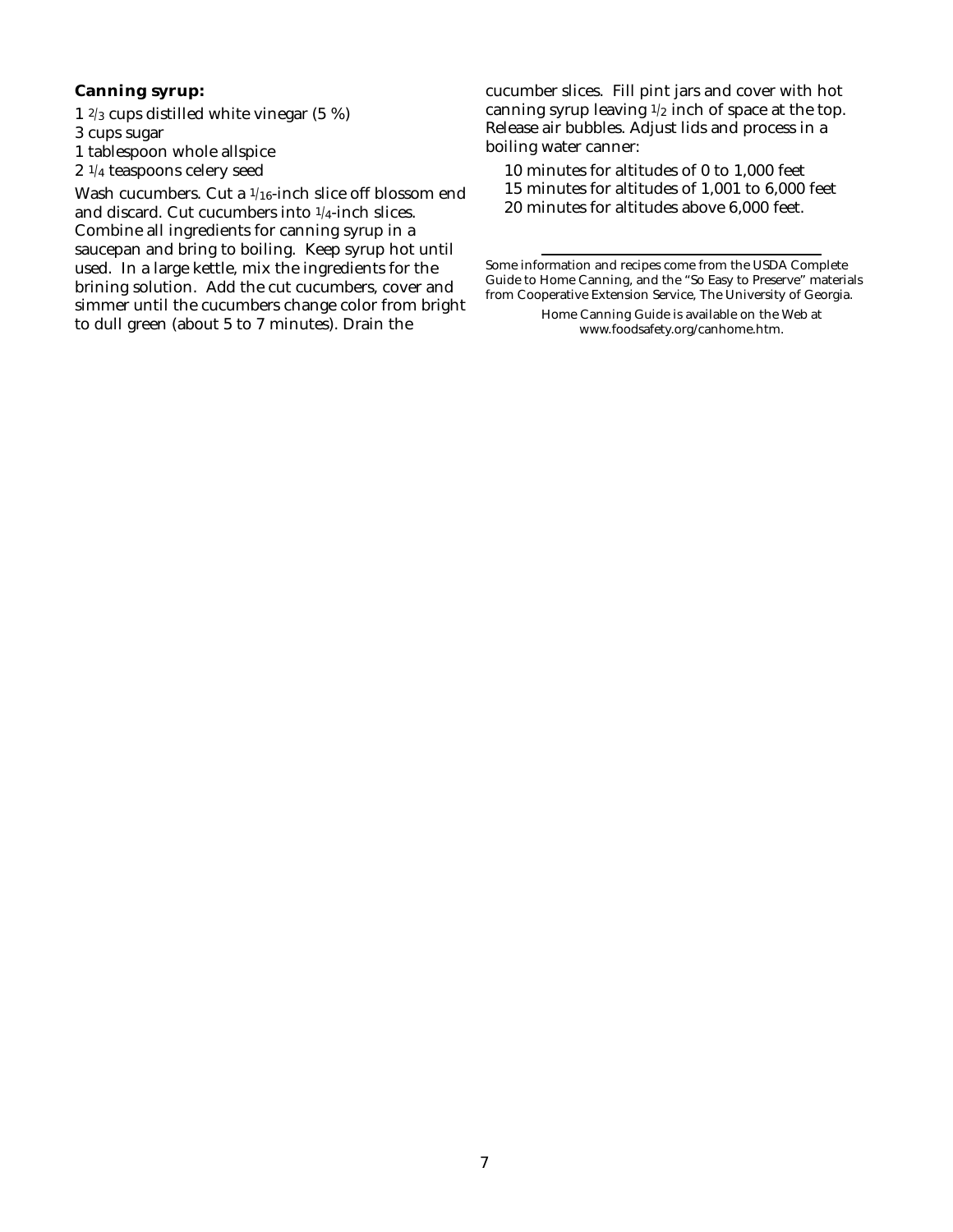**Canning syrup:**

1 2/3 cups distilled white vinegar (5 %)
3 cups sugar
1 tablespoon whole allspice
2 1/4 teaspoons celery seed

Wash cucumbers. Cut a 1/16-inch slice off blossom end and discard. Cut cucumbers into 1/4-inch slices. Combine all ingredients for canning syrup in a saucepan and bring to boiling. Keep syrup hot until used. In a large kettle, mix the ingredients for the brining solution. Add the cut cucumbers, cover and simmer until the cucumbers change color from bright to dull green (about 5 to 7 minutes). Drain the cucumber slices. Fill pint jars and cover with hot canning syrup leaving 1/2 inch of space at the top. Release air bubbles. Adjust lids and process in a boiling water canner:

10 minutes for altitudes of 0 to 1,000 feet
15 minutes for altitudes of 1,001 to 6,000 feet
20 minutes for altitudes above 6,000 feet.

---

Some information and recipes come from the USDA Complete Guide to Home Canning, and the "So Easy to Preserve" materials from Cooperative Extension Service, The University of Georgia.

Home Canning Guide is available on the Web at www.foodsafety.org/canhome.htm.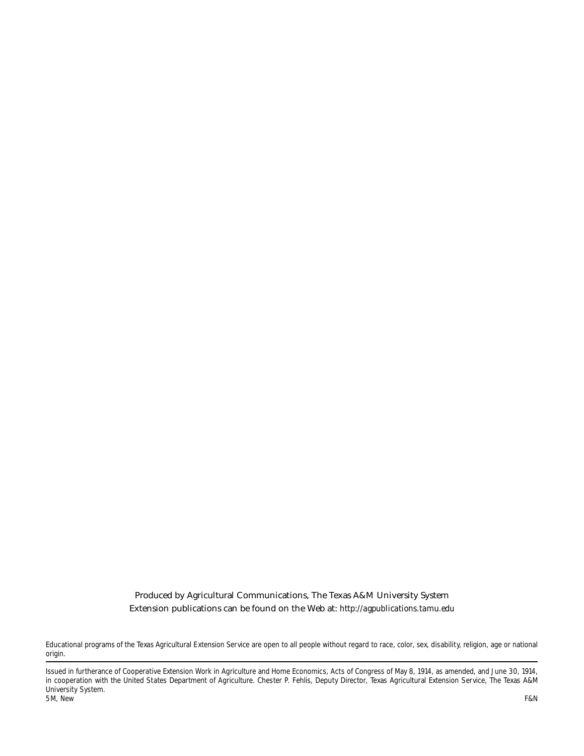Produced by Agricultural Communications, The Texas A&M University System
Extension publications can be found on the Web at: *http://agpublications.tamu.edu*

Educational programs of the Texas Agricultural Extension Service are open to all people without regard to race, color, sex, disability, religion, age or national origin.

---

Issued in furtherance of Cooperative Extension Work in Agriculture and Home Economics, Acts of Congress of May 8, 1914, as amended, and June 30, 1914, in cooperation with the United States Department of Agriculture. Chester P. Fehlis, Deputy Director, Texas Agricultural Extension Service, The Texas A&M University System.

5M, New F&N